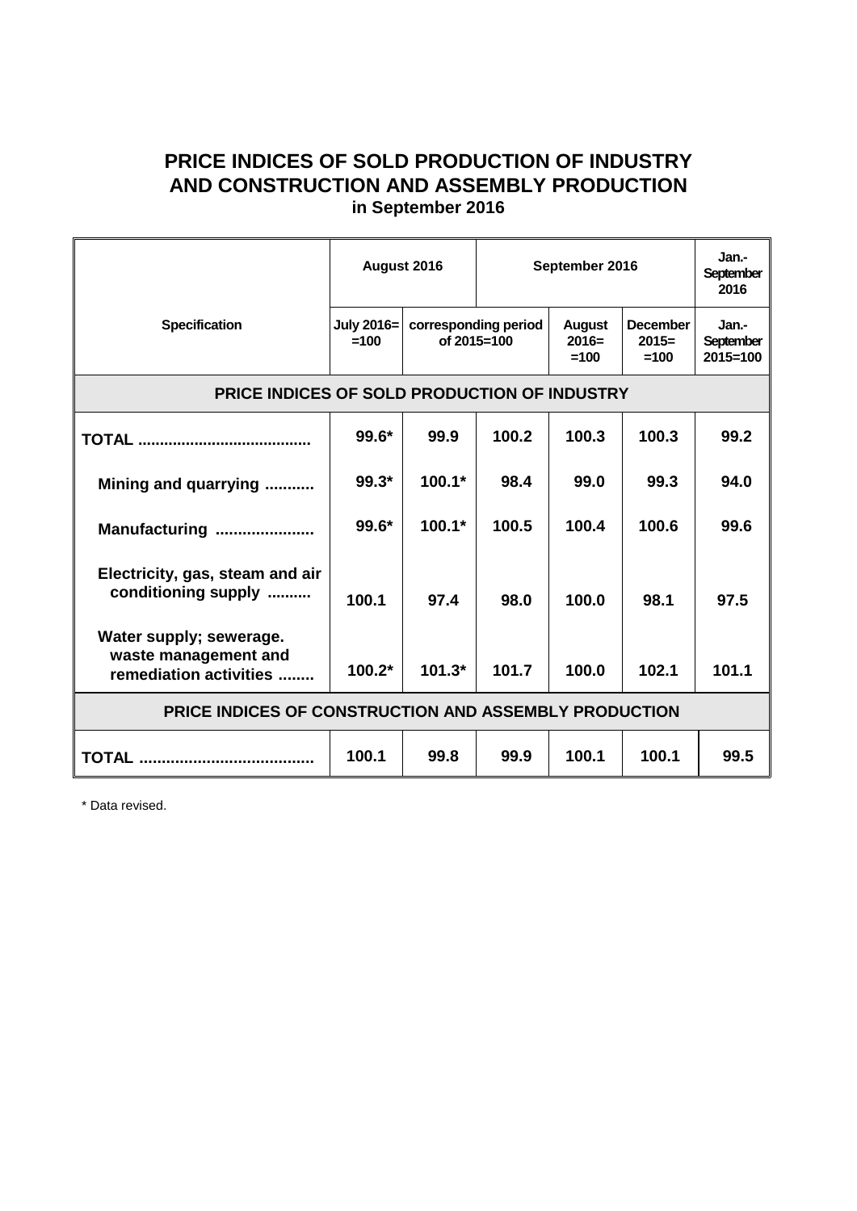# PRICE INDICES OF SOLD PRODUCTION OF INDUSTRY AND CONSTRUCTION AND ASSEMBLY PRODUCTION

## in September 2016

| Specification | August 2016 | | September 2016 | | | Jan.- September 2016 |
|---|---|---|---|---|---|---|
| | July 2016= =100 | corresponding period of 2015=100 | | August 2016= =100 | December 2015= =100 | Jan.- September 2015=100 |
| **PRICE INDICES OF SOLD PRODUCTION OF INDUSTRY** | | | | | | |
| **TOTAL ......................................** | **99.6*** | **99.9** | **100.2** | **100.3** | **100.3** | **99.2** |
| **Mining and quarrying ...........** | **99.3*** | **100.1*** | **98.4** | **99.0** | **99.3** | **94.0** |
| **Manufacturing .....................** | **99.6*** | **100.1*** | **100.5** | **100.4** | **100.6** | **99.6** |
| **Electricity, gas, steam and air conditioning supply ..........** | **100.1** | **97.4** | **98.0** | **100.0** | **98.1** | **97.5** |
| **Water supply; sewerage. waste management and remediation activities ........** | **100.2*** | **101.3*** | **101.7** | **100.0** | **102.1** | **101.1** |
| **PRICE INDICES OF CONSTRUCTION AND ASSEMBLY PRODUCTION** | | | | | | |
| **TOTAL ......................................** | **100.1** | **99.8** | **99.9** | **100.1** | **100.1** | **99.5** |

* Data revised.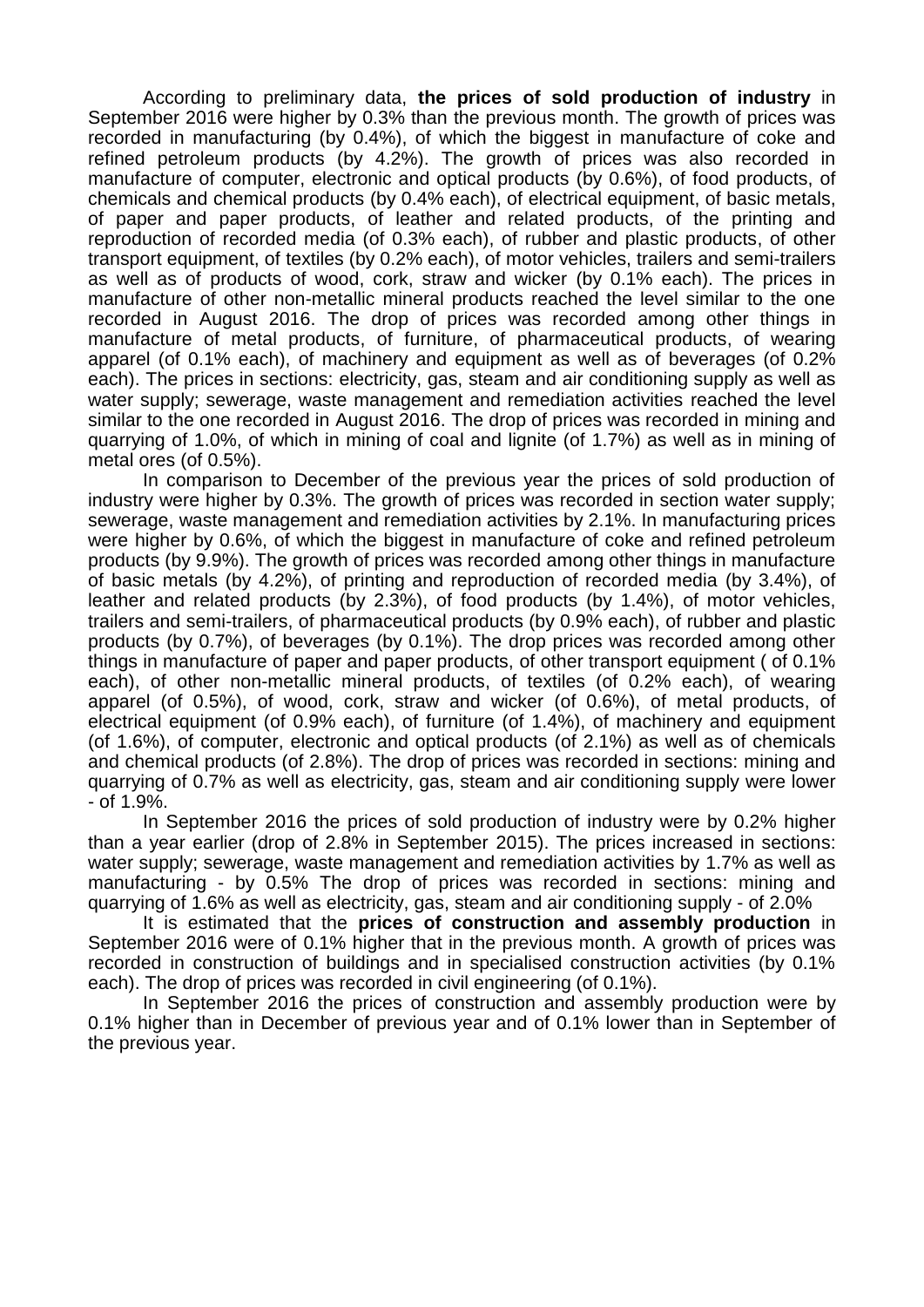According to preliminary data, **the prices of sold production of industry** in September 2016 were higher by 0.3% than the previous month. The growth of prices was recorded in manufacturing (by 0.4%), of which the biggest in manufacture of coke and refined petroleum products (by 4.2%). The growth of prices was also recorded in manufacture of computer, electronic and optical products (by 0.6%), of food products, of chemicals and chemical products (by 0.4% each), of electrical equipment, of basic metals, of paper and paper products, of leather and related products, of the printing and reproduction of recorded media (of 0.3% each), of rubber and plastic products, of other transport equipment, of textiles (by 0.2% each), of motor vehicles, trailers and semi-trailers as well as of products of wood, cork, straw and wicker (by 0.1% each). The prices in manufacture of other non-metallic mineral products reached the level similar to the one recorded in August 2016. The drop of prices was recorded among other things in manufacture of metal products, of furniture, of pharmaceutical products, of wearing apparel (of 0.1% each), of machinery and equipment as well as of beverages (of 0.2% each). The prices in sections: electricity, gas, steam and air conditioning supply as well as water supply; sewerage, waste management and remediation activities reached the level similar to the one recorded in August 2016. The drop of prices was recorded in mining and quarrying of 1.0%, of which in mining of coal and lignite (of 1.7%) as well as in mining of metal ores (of 0.5%).

In comparison to December of the previous year the prices of sold production of industry were higher by 0.3%. The growth of prices was recorded in section water supply; sewerage, waste management and remediation activities by 2.1%. In manufacturing prices were higher by 0.6%, of which the biggest in manufacture of coke and refined petroleum products (by 9.9%). The growth of prices was recorded among other things in manufacture of basic metals (by 4.2%), of printing and reproduction of recorded media (by 3.4%), of leather and related products (by 2.3%), of food products (by 1.4%), of motor vehicles, trailers and semi-trailers, of pharmaceutical products (by 0.9% each), of rubber and plastic products (by 0.7%), of beverages (by 0.1%). The drop prices was recorded among other things in manufacture of paper and paper products, of other transport equipment ( of 0.1% each), of other non-metallic mineral products, of textiles (of 0.2% each), of wearing apparel (of 0.5%), of wood, cork, straw and wicker (of 0.6%), of metal products, of electrical equipment (of 0.9% each), of furniture (of 1.4%), of machinery and equipment (of 1.6%), of computer, electronic and optical products (of 2.1%) as well as of chemicals and chemical products (of 2.8%). The drop of prices was recorded in sections: mining and quarrying of 0.7% as well as electricity, gas, steam and air conditioning supply were lower - of 1.9%.

In September 2016 the prices of sold production of industry were by 0.2% higher than a year earlier (drop of 2.8% in September 2015). The prices increased in sections: water supply; sewerage, waste management and remediation activities by 1.7% as well as manufacturing - by 0.5% The drop of prices was recorded in sections: mining and quarrying of 1.6% as well as electricity, gas, steam and air conditioning supply - of 2.0%

It is estimated that the **prices of construction and assembly production** in September 2016 were of 0.1% higher that in the previous month. A growth of prices was recorded in construction of buildings and in specialised construction activities (by 0.1% each). The drop of prices was recorded in civil engineering (of 0.1%).

In September 2016 the prices of construction and assembly production were by 0.1% higher than in December of previous year and of 0.1% lower than in September of the previous year.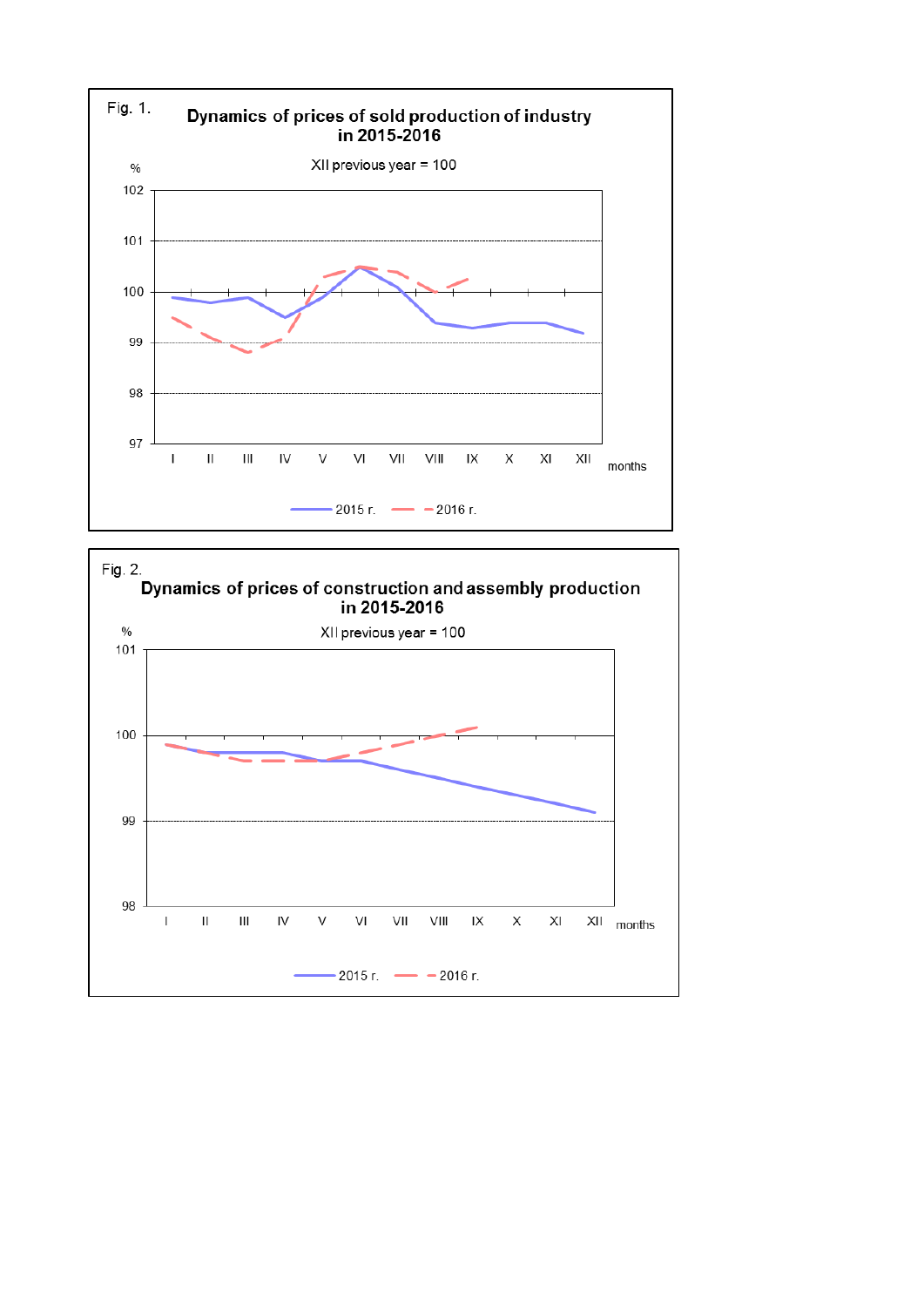Fig. 1.

**Dynamics of prices of sold production of industry in 2015-2016**

XII previous year = 100

Fig. 2.

**Dynamics of prices of construction and assembly production in 2015-2016**

XII previous year = 100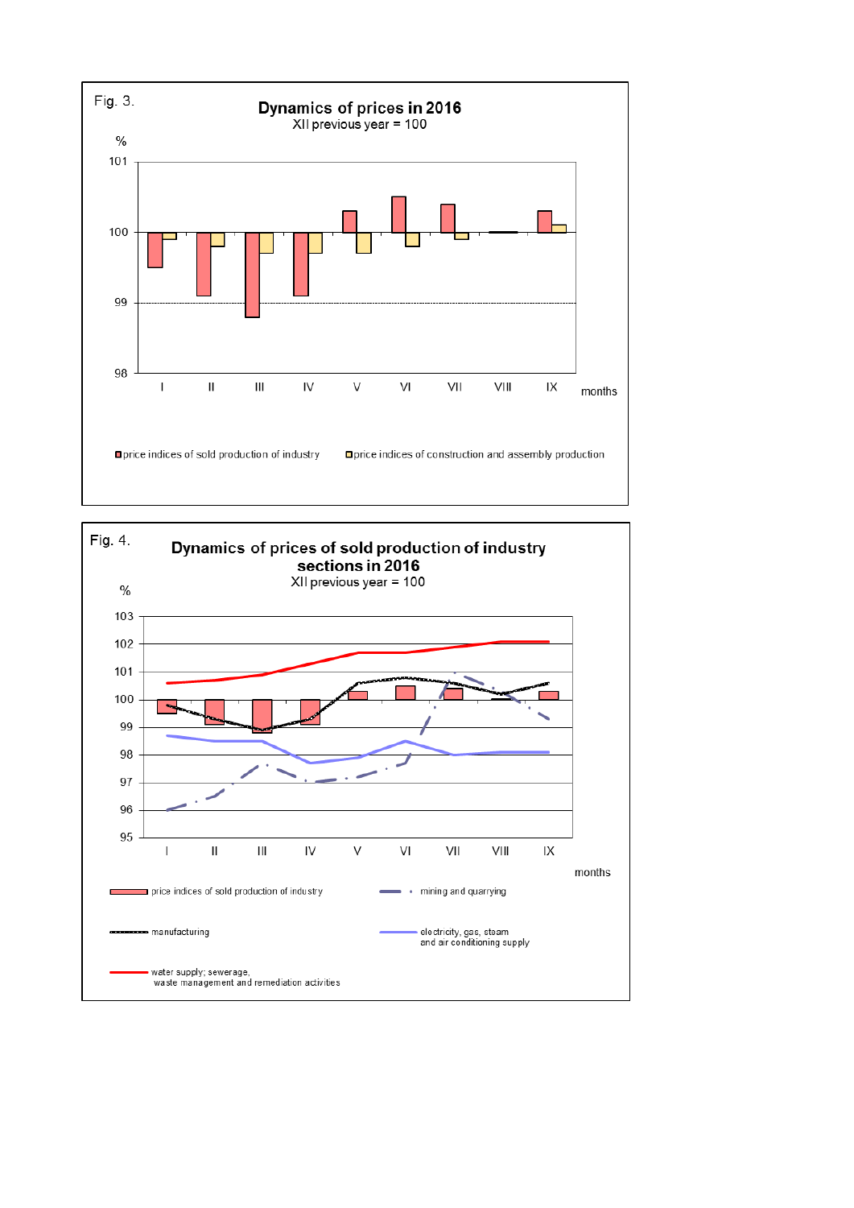Fig. 3.

**Dynamics of prices in 2016**

XII previous year = 100

%

101

100

99

98

I II III IV V VI VII VIII IX

months

price indices of sold production of industry

price indices of construction and assembly production

Fig. 4.

**Dynamics of prices of sold production of industry sections in 2016**

XII previous year = 100

%

103

102

101

100

99

98

97

96

95

I II III IV V VI VII VIII IX

months

price indices of sold production of industry

mining and quarrying

manufacturing

electricity, gas, steam and air conditioning supply

water supply; sewerage, waste management and remediation activities